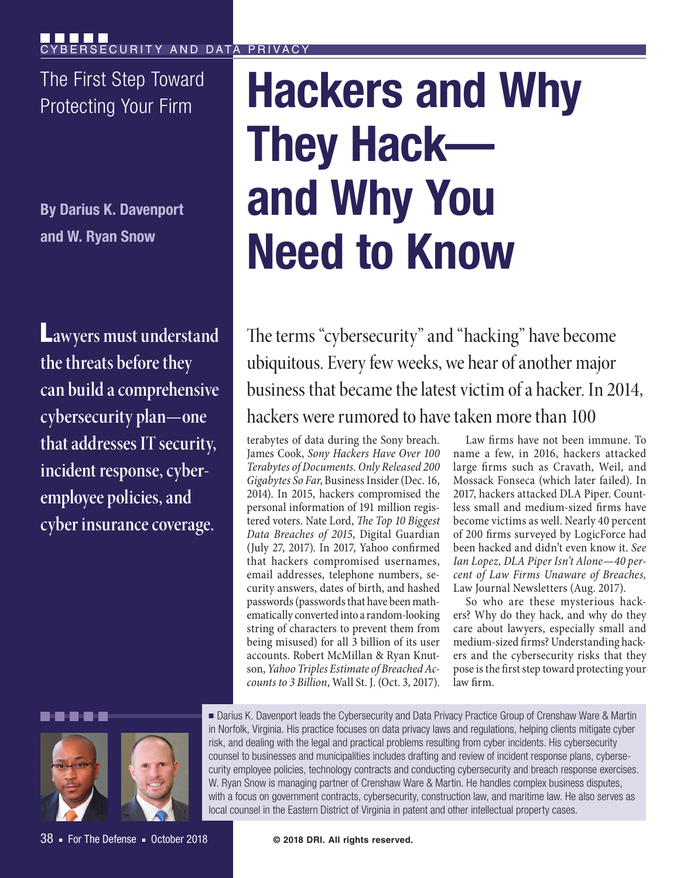CYBERSECURITY AND DATA PRIVACY

# Hackers and Why They Hack—and Why You Need to Know

## The First Step Toward Protecting Your Firm

**By Darius K. Davenport and W. Ryan Snow**

**Lawyers must understand the threats before they can build a comprehensive cybersecurity plan—one that addresses IT security, incident response, cyber-employee policies, and cyber insurance coverage.**

The terms "cybersecurity" and "hacking" have become ubiquitous. Every few weeks, we hear of another major business that became the latest victim of a hacker. In 2014, hackers were rumored to have taken more than 100 terabytes of data during the Sony breach. James Cook, *Sony Hackers Have Over 100 Terabytes of Documents. Only Released 200 Gigabytes So Far*, Business Insider (Dec. 16, 2014). In 2015, hackers compromised the personal information of 191 million registered voters. Nate Lord, *The Top 10 Biggest Data Breaches of 2015*, Digital Guardian (July 27, 2017). In 2017, Yahoo confirmed that hackers compromised usernames, email addresses, telephone numbers, security answers, dates of birth, and hashed passwords (passwords that have been mathematically converted into a random-looking string of characters to prevent them from being misused) for all 3 billion of its user accounts. Robert McMillan & Ryan Knutson, *Yahoo Triples Estimate of Breached Accounts to 3 Billion*, Wall St. J. (Oct. 3, 2017).

Law firms have not been immune. To name a few, in 2016, hackers attacked large firms such as Cravath, Weil, and Mossack Fonseca (which later failed). In 2017, hackers attacked DLA Piper. Countless small and medium-sized firms have become victims as well. Nearly 40 percent of 200 firms surveyed by LogicForce had been hacked and didn't even know it. *See Ian Lopez, DLA Piper Isn't Alone—40 percent of Law Firms Unaware of Breaches,* Law Journal Newsletters (Aug. 2017).

So who are these mysterious hackers? Why do they hack, and why do they care about lawyers, especially small and medium-sized firms? Understanding hackers and the cybersecurity risks that they pose is the first step toward protecting your law firm.

■ Darius K. Davenport leads the Cybersecurity and Data Privacy Practice Group of Crenshaw Ware & Martin in Norfolk, Virginia. His practice focuses on data privacy laws and regulations, helping clients mitigate cyber risk, and dealing with the legal and practical problems resulting from cyber incidents. His cybersecurity counsel to businesses and municipalities includes drafting and review of incident response plans, cybersecurity employee policies, technology contracts and conducting cybersecurity and breach response exercises. W. Ryan Snow is managing partner of Crenshaw Ware & Martin. He handles complex business disputes, with a focus on government contracts, cybersecurity, construction law, and maritime law. He also serves as local counsel in the Eastern District of Virginia in patent and other intellectual property cases.

© 2018 DRI. All rights reserved.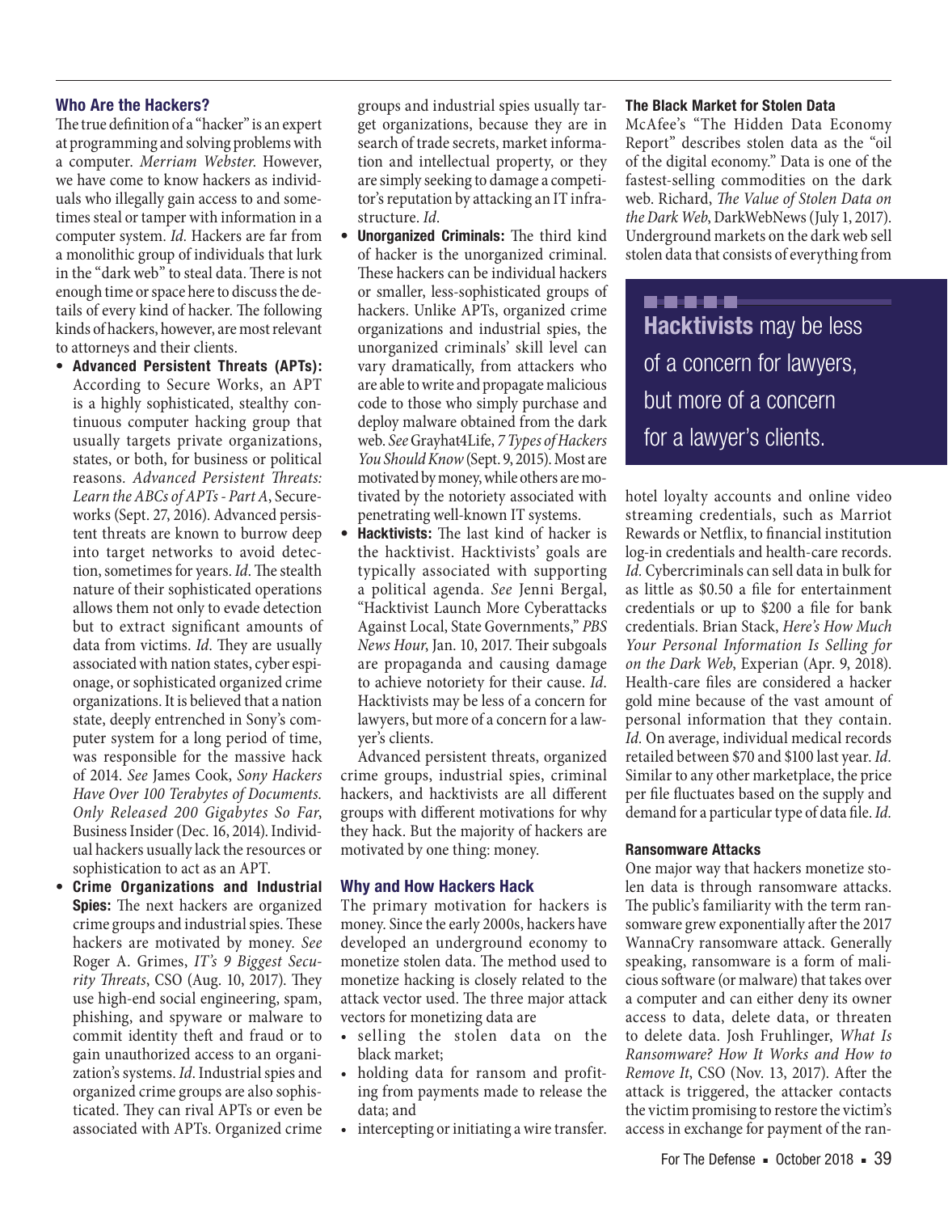## Who Are the Hackers?

The true definition of a "hacker" is an expert at programming and solving problems with a computer. *Merriam Webster*. However, we have come to know hackers as individuals who illegally gain access to and sometimes steal or tamper with information in a computer system. *Id.* Hackers are far from a monolithic group of individuals that lurk in the "dark web" to steal data. There is not enough time or space here to discuss the details of every kind of hacker. The following kinds of hackers, however, are most relevant to attorneys and their clients.

- **Advanced Persistent Threats (APTs):** According to Secure Works, an APT is a highly sophisticated, stealthy continuous computer hacking group that usually targets private organizations, states, or both, for business or political reasons. *Advanced Persistent Threats: Learn the ABCs of APTs - Part A*, Secureworks (Sept. 27, 2016). Advanced persistent threats are known to burrow deep into target networks to avoid detection, sometimes for years. *Id.* The stealth nature of their sophisticated operations allows them not only to evade detection but to extract significant amounts of data from victims. *Id.* They are usually associated with nation states, cyber espionage, or sophisticated organized crime organizations. It is believed that a nation state, deeply entrenched in Sony's computer system for a long period of time, was responsible for the massive hack of 2014. *See* James Cook, *Sony Hackers Have Over 100 Terabytes of Documents. Only Released 200 Gigabytes So Far*, Business Insider (Dec. 16, 2014). Individual hackers usually lack the resources or sophistication to act as an APT.
- **Crime Organizations and Industrial Spies:** The next hackers are organized crime groups and industrial spies. These hackers are motivated by money. *See* Roger A. Grimes, *IT's 9 Biggest Security Threats*, CSO (Aug. 10, 2017). They use high-end social engineering, spam, phishing, and spyware or malware to commit identity theft and fraud or to gain unauthorized access to an organization's systems. *Id.* Industrial spies and organized crime groups are also sophisticated. They can rival APTs or even be associated with APTs. Organized crime groups and industrial spies usually target organizations, because they are in search of trade secrets, market information and intellectual property, or they are simply seeking to damage a competitor's reputation by attacking an IT infrastructure. *Id.*
- **Unorganized Criminals:** The third kind of hacker is the unorganized criminal. These hackers can be individual hackers or smaller, less-sophisticated groups of hackers. Unlike APTs, organized crime organizations and industrial spies, the unorganized criminals' skill level can vary dramatically, from attackers who are able to write and propagate malicious code to those who simply purchase and deploy malware obtained from the dark web. *See* Grayhat4Life, *7 Types of Hackers You Should Know* (Sept. 9, 2015). Most are motivated by money, while others are motivated by the notoriety associated with penetrating well-known IT systems.
- **Hacktivists:** The last kind of hacker is the hacktivist. Hacktivists' goals are typically associated with supporting a political agenda. *See* Jenni Bergal, "Hacktivist Launch More Cyberattacks Against Local, State Governments," *PBS News Hour*, Jan. 10, 2017. Their subgoals are propaganda and causing damage to achieve notoriety for their cause. *Id.* Hacktivists may be less of a concern for lawyers, but more of a concern for a lawyer's clients.

Advanced persistent threats, organized crime groups, industrial spies, criminal hackers, and hacktivists are all different groups with different motivations for why they hack. But the majority of hackers are motivated by one thing: money.

## Why and How Hackers Hack

The primary motivation for hackers is money. Since the early 2000s, hackers have developed an underground economy to monetize stolen data. The method used to monetize hacking is closely related to the attack vector used. The three major attack vectors for monetizing data are

- selling the stolen data on the black market;
- holding data for ransom and profiting from payments made to release the data; and
- intercepting or initiating a wire transfer.

### The Black Market for Stolen Data

McAfee's "The Hidden Data Economy Report" describes stolen data as the "oil of the digital economy." Data is one of the fastest-selling commodities on the dark web. Richard, *The Value of Stolen Data on the Dark Web*, DarkWebNews (July 1, 2017). Underground markets on the dark web sell stolen data that consists of everything from hotel loyalty accounts and online video streaming credentials, such as Marriot Rewards or Netflix, to financial institution log-in credentials and health-care records. *Id.* Cybercriminals can sell data in bulk for as little as $0.50 a file for entertainment credentials or up to $200 a file for bank credentials. Brian Stack, *Here's How Much Your Personal Information Is Selling for on the Dark Web*, Experian (Apr. 9, 2018). Health-care files are considered a hacker gold mine because of the vast amount of personal information that they contain. *Id.* On average, individual medical records retailed between $70 and $100 last year. *Id.* Similar to any other marketplace, the price per file fluctuates based on the supply and demand for a particular type of data file. *Id.*

> **Hacktivists** may be less of a concern for lawyers, but more of a concern for a lawyer's clients.

### Ransomware Attacks

One major way that hackers monetize stolen data is through ransomware attacks. The public's familiarity with the term ransomware grew exponentially after the 2017 WannaCry ransomware attack. Generally speaking, ransomware is a form of malicious software (or malware) that takes over a computer and can either deny its owner access to data, delete data, or threaten to delete data. Josh Fruhlinger, *What Is Ransomware? How It Works and How to Remove It*, CSO (Nov. 13, 2017). After the attack is triggered, the attacker contacts the victim promising to restore the victim's access in exchange for payment of the ran-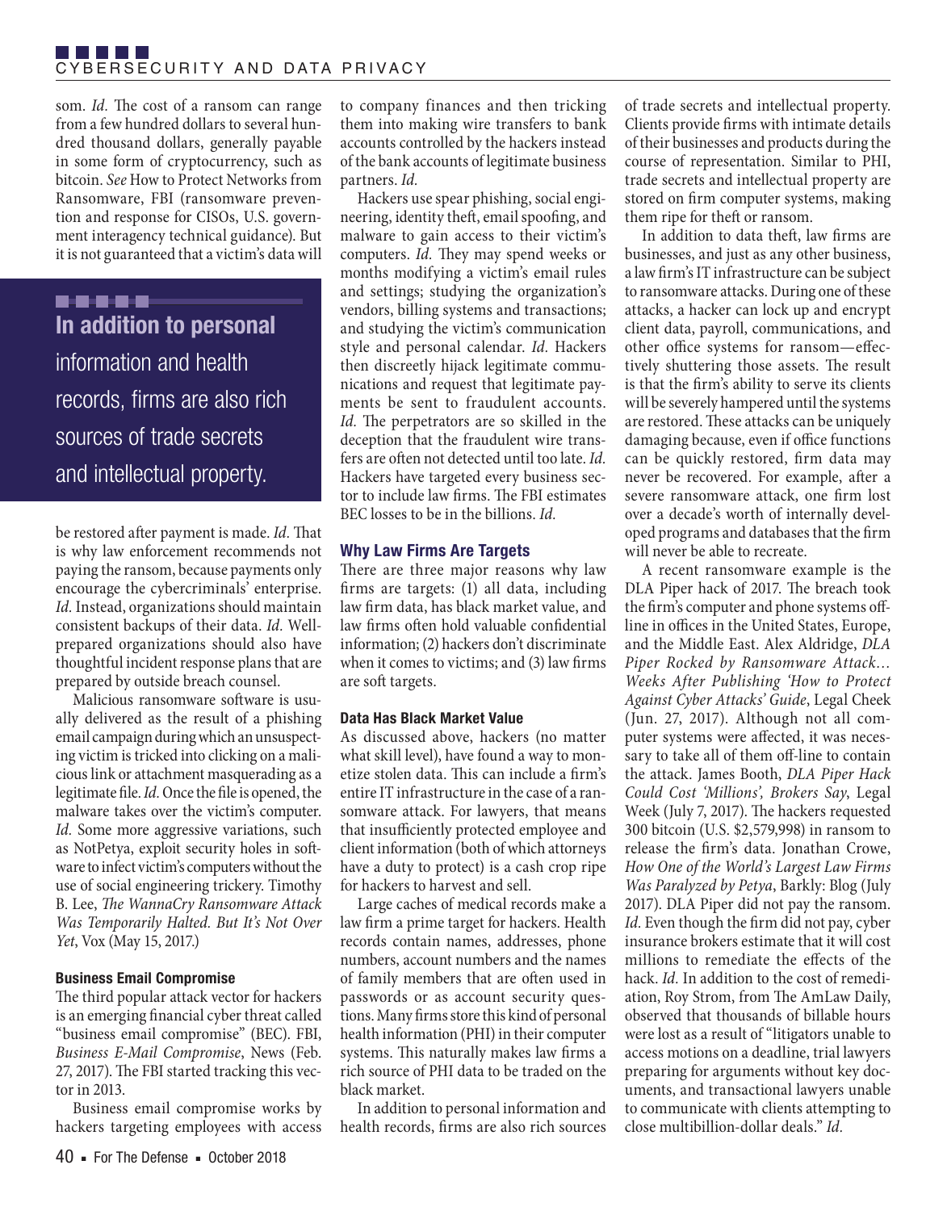som. *Id.* The cost of a ransom can range from a few hundred dollars to several hundred thousand dollars, generally payable in some form of cryptocurrency, such as bitcoin. *See* How to Protect Networks from Ransomware, FBI (ransomware prevention and response for CISOs, U.S. government interagency technical guidance). But it is not guaranteed that a victim's data will be restored after payment is made. *Id.* That is why law enforcement recommends not paying the ransom, because payments only encourage the cybercriminals' enterprise. *Id.* Instead, organizations should maintain consistent backups of their data. *Id.* Well-prepared organizations should also have thoughtful incident response plans that are prepared by outside breach counsel.

Malicious ransomware software is usually delivered as the result of a phishing email campaign during which an unsuspecting victim is tricked into clicking on a malicious link or attachment masquerading as a legitimate file. *Id.* Once the file is opened, the malware takes over the victim's computer. *Id.* Some more aggressive variations, such as NotPetya, exploit security holes in software to infect victim's computers without the use of social engineering trickery. Timothy B. Lee, *The WannaCry Ransomware Attack Was Temporarily Halted. But It's Not Over Yet*, Vox (May 15, 2017.)

#### Business Email Compromise

The third popular attack vector for hackers is an emerging financial cyber threat called "business email compromise" (BEC). FBI, *Business E-Mail Compromise*, News (Feb. 27, 2017). The FBI started tracking this vector in 2013.

Business email compromise works by hackers targeting employees with access to company finances and then tricking them into making wire transfers to bank accounts controlled by the hackers instead of the bank accounts of legitimate business partners. *Id.*

Hackers use spear phishing, social engineering, identity theft, email spoofing, and malware to gain access to their victim's computers. *Id.* They may spend weeks or months modifying a victim's email rules and settings; studying the organization's vendors, billing systems and transactions; and studying the victim's communication style and personal calendar. *Id.* Hackers then discreetly hijack legitimate communications and request that legitimate payments be sent to fraudulent accounts. *Id.* The perpetrators are so skilled in the deception that the fraudulent wire transfers are often not detected until too late. *Id.* Hackers have targeted every business sector to include law firms. The FBI estimates BEC losses to be in the billions. *Id.*

### Why Law Firms Are Targets

There are three major reasons why law firms are targets: (1) all data, including law firm data, has black market value, and law firms often hold valuable confidential information; (2) hackers don't discriminate when it comes to victims; and (3) law firms are soft targets.

#### Data Has Black Market Value

As discussed above, hackers (no matter what skill level), have found a way to monetize stolen data. This can include a firm's entire IT infrastructure in the case of a ransomware attack. For lawyers, that means that insufficiently protected employee and client information (both of which attorneys have a duty to protect) is a cash crop ripe for hackers to harvest and sell.

Large caches of medical records make a law firm a prime target for hackers. Health records contain names, addresses, phone numbers, account numbers and the names of family members that are often used in passwords or as account security questions. Many firms store this kind of personal health information (PHI) in their computer systems. This naturally makes law firms a rich source of PHI data to be traded on the black market.

In addition to personal information and health records, firms are also rich sources of trade secrets and intellectual property. Clients provide firms with intimate details of their businesses and products during the course of representation. Similar to PHI, trade secrets and intellectual property are stored on firm computer systems, making them ripe for theft or ransom.

> **In addition to personal** information and health records, firms are also rich sources of trade secrets and intellectual property.

In addition to data theft, law firms are businesses, and just as any other business, a law firm's IT infrastructure can be subject to ransomware attacks. During one of these attacks, a hacker can lock up and encrypt client data, payroll, communications, and other office systems for ransom—effectively shuttering those assets. The result is that the firm's ability to serve its clients will be severely hampered until the systems are restored. These attacks can be uniquely damaging because, even if office functions can be quickly restored, firm data may never be recovered. For example, after a severe ransomware attack, one firm lost over a decade's worth of internally developed programs and databases that the firm will never be able to recreate.

A recent ransomware example is the DLA Piper hack of 2017. The breach took the firm's computer and phone systems offline in offices in the United States, Europe, and the Middle East. Alex Aldridge, *DLA Piper Rocked by Ransomware Attack… Weeks After Publishing 'How to Protect Against Cyber Attacks' Guide*, Legal Cheek (Jun. 27, 2017). Although not all computer systems were affected, it was necessary to take all of them off-line to contain the attack. James Booth, *DLA Piper Hack Could Cost 'Millions', Brokers Say*, Legal Week (July 7, 2017). The hackers requested 300 bitcoin (U.S. $2,579,998) in ransom to release the firm's data. Jonathan Crowe, *How One of the World's Largest Law Firms Was Paralyzed by Petya*, Barkly: Blog (July 2017). DLA Piper did not pay the ransom. *Id.* Even though the firm did not pay, cyber insurance brokers estimate that it will cost millions to remediate the effects of the hack. *Id.* In addition to the cost of remediation, Roy Strom, from The AmLaw Daily, observed that thousands of billable hours were lost as a result of "litigators unable to access motions on a deadline, trial lawyers preparing for arguments without key documents, and transactional lawyers unable to communicate with clients attempting to close multibillion-dollar deals." *Id.*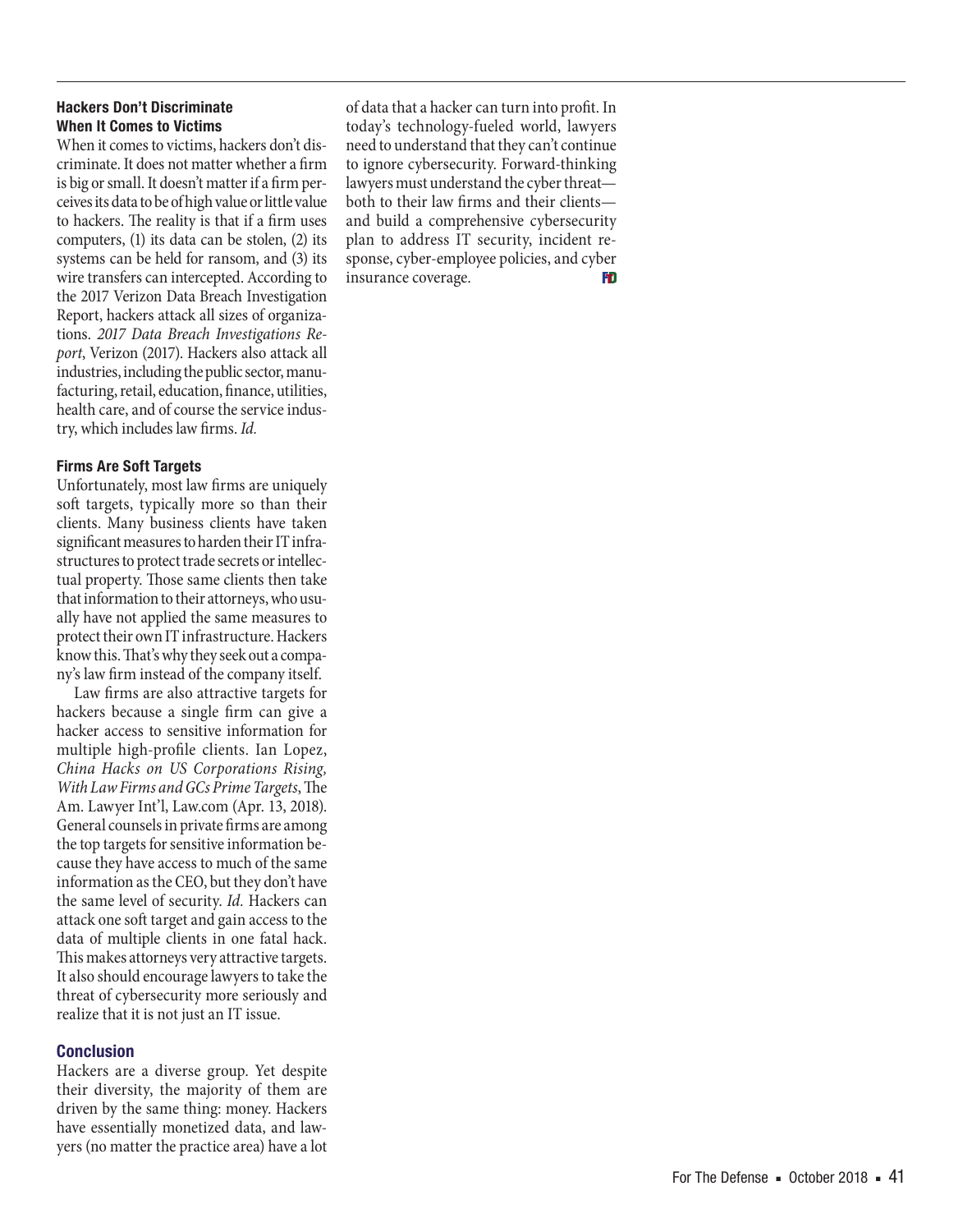### Hackers Don't Discriminate When It Comes to Victims

When it comes to victims, hackers don't discriminate. It does not matter whether a firm is big or small. It doesn't matter if a firm perceives its data to be of high value or little value to hackers. The reality is that if a firm uses computers, (1) its data can be stolen, (2) its systems can be held for ransom, and (3) its wire transfers can intercepted. According to the 2017 Verizon Data Breach Investigation Report, hackers attack all sizes of organizations. *2017 Data Breach Investigations Report*, Verizon (2017). Hackers also attack all industries, including the public sector, manufacturing, retail, education, finance, utilities, health care, and of course the service industry, which includes law firms. *Id.*

### Firms Are Soft Targets

Unfortunately, most law firms are uniquely soft targets, typically more so than their clients. Many business clients have taken significant measures to harden their IT infrastructures to protect trade secrets or intellectual property. Those same clients then take that information to their attorneys, who usually have not applied the same measures to protect their own IT infrastructure. Hackers know this. That's why they seek out a company's law firm instead of the company itself.

Law firms are also attractive targets for hackers because a single firm can give a hacker access to sensitive information for multiple high-profile clients. Ian Lopez, *China Hacks on US Corporations Rising, With Law Firms and GCs Prime Targets*, The Am. Lawyer Int'l, Law.com (Apr. 13, 2018). General counsels in private firms are among the top targets for sensitive information because they have access to much of the same information as the CEO, but they don't have the same level of security. *Id.* Hackers can attack one soft target and gain access to the data of multiple clients in one fatal hack. This makes attorneys very attractive targets. It also should encourage lawyers to take the threat of cybersecurity more seriously and realize that it is not just an IT issue.

## Conclusion

Hackers are a diverse group. Yet despite their diversity, the majority of them are driven by the same thing: money. Hackers have essentially monetized data, and lawyers (no matter the practice area) have a lot of data that a hacker can turn into profit. In today's technology-fueled world, lawyers need to understand that they can't continue to ignore cybersecurity. Forward-thinking lawyers must understand the cyber threat—both to their law firms and their clients—and build a comprehensive cybersecurity plan to address IT security, incident response, cyber-employee policies, and cyber insurance coverage.